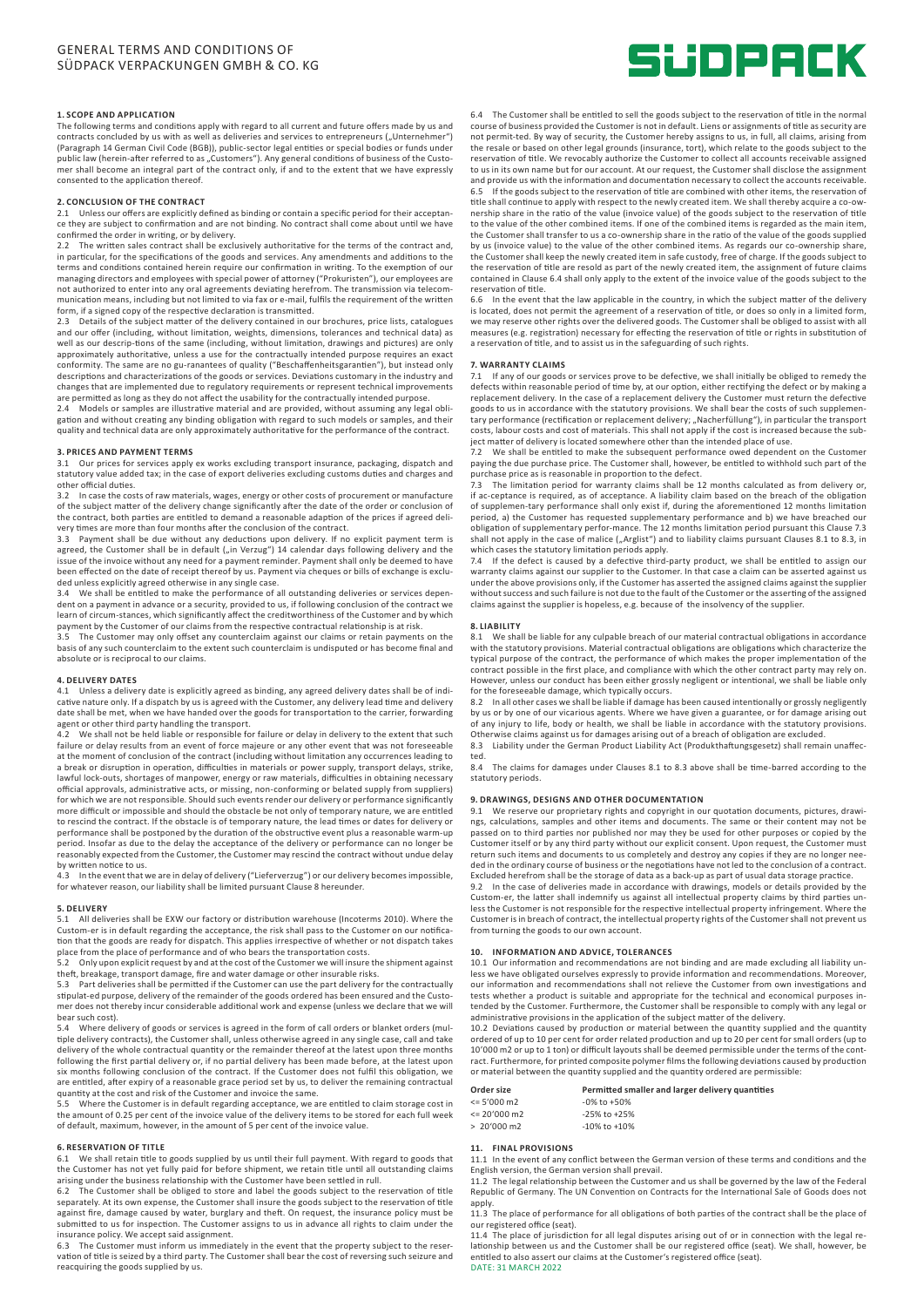# GENERAL TERMS AND CONDITIONS OF SÜDPACK VERPACKUNGEN GMBH & CO. KG

SÜDPACK

## 1. SCOPE AND APPLICATION

The following terms and conditions apply with regard to all current and future offers made by us and contracts concluded by us with as well as deliveries and services to entrepreneurs („Unternehmer") (Paragraph 14 German Civil Code (BGB)), public-sector legal entities or special bodies or funds under public law (herein-after referred to as „Customers"). Any general conditions of business of the Customer shall become an integral part of the contract only, if and to the extent that we have expressly consented to the application thereof.

## 2. CONCLUSION OF THE CONTRACT

2.1 Unless our offers are explicitly defined as binding or contain a specific period for their acceptance they are subject to confirmation and are not binding. No contract shall come about until we have confirmed the order in writing, or by delivery.

2.2 The written sales contract shall be exclusively authoritative for the terms of the contract and, in particular, for the specifications of the goods and services. Any amendments and additions to the terms and conditions contained herein require our confirmation in writing. To the exemption of our managing directors and employees with special power of attorney ("Prokuristen"), our employees are not authorized to enter into any oral agreements deviating herefrom. The transmission via telecommunication means, including but not limited to via fax or e-mail, fulfils the requirement of the written form, if a signed copy of the respective declaration is transmitted.

2.3 Details of the subject matter of the delivery contained in our brochures, price lists, catalogues and our offer (including, without limitation, weights, dimensions, tolerances and technical data) as well as our descrip-tions of the same (including, without limitation, drawings and pictures) are only approximately authoritative, unless a use for the contractually intended purpose requires an exact conformity. The same are no gu-ranantees of quality ("Beschaffenheitsgarantien"), but instead only descriptions and characterizations of the goods or services. Deviations customary in the industry and changes that are implemented due to regulatory requirements or represent technical improvements are permitted as long as they do not affect the usability for the contractually intended purpose.

2.4 Models or samples are illustrative material and are provided, without assuming any legal obligation and without creating any binding obligation with regard to such models or samples, and their quality and technical data are only approximately authoritative for the performance of the contract.

## 3. PRICES AND PAYMENT TERMS

3.1 Our prices for services apply ex works excluding transport insurance, packaging, dispatch and statutory value added tax; in the case of export deliveries excluding customs duties and charges and other official duties.

3.2 In case the costs of raw materials, wages, energy or other costs of procurement or manufacture of the subject matter of the delivery change significantly after the date of the order or conclusion of the contract, both parties are entitled to demand a reasonable adaption of the prices if agreed delivery times are more than four months after the conclusion of the contract.

3.3 Payment shall be due without any deductions upon delivery. If no explicit payment term is agreed, the Customer shall be in default („in Verzug") 14 calendar days following delivery and the issue of the invoice without any need for a payment reminder. Payment shall only be deemed to have been effected on the date of receipt thereof by us. Payment via cheques or bills of exchange is excluded unless explicitly agreed otherwise in any single case.

3.4 We shall be entitled to make the performance of all outstanding deliveries or services dependent on a payment in advance or a security, provided to us, if following conclusion of the contract we learn of circum-stances, which significantly affect the creditworthiness of the Customer and by which payment by the Customer of our claims from the respective contractual relationship is at risk.

3.5 The Customer may only offset any counterclaim against our claims or retain payments on the basis of any such counterclaim to the extent such counterclaim is undisputed or has become final and absolute or is reciprocal to our claims.

## 4. DELIVERY DATES

4.1 Unless a delivery date is explicitly agreed as binding, any agreed delivery dates shall be of indicative nature only. If a dispatch by us is agreed with the Customer, any delivery lead time and delivery date shall be met, when we have handed over the goods for transportation to the carrier, forwarding agent or other third party handling the transport.

4.2 We shall not be held liable or responsible for failure or delay in delivery to the extent that such failure or delay results from an event of force majeure or any other event that was not foreseeable at the moment of conclusion of the contract (including without limitation any occurrences leading to a break or disruption in operation, difficulties in materials or power supply, transport delays, strike, lawful lock-outs, shortages of manpower, energy or raw materials, difficulties in obtaining necessary official approvals, administrative acts, or missing, non-conforming or belated supply from suppliers) for which we are not responsible. Should such events render our delivery or performance significantly more difficult or impossible and should the obstacle be not only of temporary nature, we are entitled to rescind the contract. If the obstacle is of temporary nature, the lead times or dates for delivery or performance shall be postponed by the duration of the obstructive event plus a reasonable warm-up period. Insofar as due to the delay the acceptance of the delivery or performance can no longer be reasonably expected from the Customer, the Customer may rescind the contract without undue delay by written notice to us.

4.3 In the event that we are in delay of delivery ("Lieferverzug") or our delivery becomes impossible, for whatever reason, our liability shall be limited pursuant Clause 8 hereunder.

## 5. DELIVERY

5.1 All deliveries shall be EXW our factory or distribution warehouse (Incoterms 2010). Where the Custom-er is in default regarding the acceptance, the risk shall pass to the Customer on our notification that the goods are ready for dispatch. This applies irrespective of whether or not dispatch takes place from the place of performance and of who bears the transportation costs.

5.2 Only upon explicit request by and at the cost of the Customer we will insure the shipment against theft, breakage, transport damage, fire and water damage or other insurable risks.

5.3 Part deliveries shall be permitted if the Customer can use the part delivery for the contractually stipulat-ed purpose, delivery of the remainder of the goods ordered has been ensured and the Customer does not thereby incur considerable additional work and expense (unless we declare that we will bear such cost).

5.4 Where delivery of goods or services is agreed in the form of call orders or blanket orders (multiple delivery contracts), the Customer shall, unless otherwise agreed in any single case, call and take delivery of the whole contractual quantity or the remainder thereof at the latest upon three months following the first partial delivery or, if no partial delivery has been made before, at the latest upon six months following conclusion of the contract. If the Customer does not fulfil this obligation, we are entitled, after expiry of a reasonable grace period set by us, to deliver the remaining contractual quantity at the cost and risk of the Customer and invoice the same.

5.5 Where the Customer is in default regarding acceptance, we are entitled to claim storage cost in the amount of 0.25 per cent of the invoice value of the delivery items to be stored for each full week of default, maximum, however, in the amount of 5 per cent of the invoice value.

## 6. RESERVATION OF TITLE

6.1 We shall retain title to goods supplied by us until their full payment. With regard to goods that the Customer has not yet fully paid for before shipment, we retain title until all outstanding claims arising under the business relationship with the Customer have been settled in full.

6.2 The Customer shall be obliged to store and label the goods subject to the reservation of title separately. At its own expense, the Customer shall insure the goods subject to the reservation of title against fire, damage caused by water, burglary and theft. On request, the insurance policy must be submitted to us for inspection. The Customer assigns to us in advance all rights to claim under the insurance policy. We accept said assignment.

6.3 The Customer must inform us immediately in the event that the property subject to the reservation of title is seized by a third party. The Customer shall bear the cost of reversing such seizure and reacquiring the goods supplied by us.

6.4 The Customer shall be entitled to sell the goods subject to the reservation of title in the normal course of business provided the Customer is not in default. Liens or assignments of title as security are not permit-ted. By way of security, the Customer hereby assigns to us, in full, all claims, arising from the resale or based on other legal grounds (insurance, tort), which relate to the goods subject to the reservation of title. We revocably authorize the Customer to collect all accounts receivable assigned to us in its own name but for our account. At our request, the Customer shall disclose the assignment and provide us with the information and documentation necessary to collect the accounts receivable.

6.5 If the goods subject to the reservation of title are combined with other items, the reservation of title shall continue to apply with respect to the newly created item. We shall thereby acquire a co-ownership share in the ratio of the value (invoice value) of the goods subject to the reservation of title to the value of the other combined items. If one of the combined items is regarded as the main item, the Customer shall transfer to us a co-ownership share in the ratio of the value of the goods supplied by us (invoice value) to the value of the other combined items. As regards our co-ownership share, the Customer shall keep the newly created item in safe custody, free of charge. If the goods subject to the reservation of title are resold as part of the newly created item, the assignment of future claims contained in Clause 6.4 shall only apply to the extent of the invoice value of the goods subject to the reservation of title.

6.6 In the event that the law applicable in the country, in which the subject matter of the delivery is located, does not permit the agreement of a reservation of title, or does so only in a limited form, we may reserve other rights over the delivered goods. The Customer shall be obliged to assist with all measures (e.g. registration) necessary for effecting the reservation of title or rights in substitution of a reservation of title, and to assist us in the safeguarding of such rights.

## 7. WARRANTY CLAIMS

7.1 If any of our goods or services prove to be defective, we shall initially be obliged to remedy the defects within reasonable period of time by, at our option, either rectifying the defect or by making a replacement delivery. In the case of a replacement delivery the Customer must return the defective goods to us in accordance with the statutory provisions. We shall bear the costs of such supplementary performance (rectification or replacement delivery; „Nacherfüllung"), in particular the transport costs, labour costs and cost of materials. This shall not apply if the cost is increased because the subject matter of delivery is located somewhere other than the intended place of use.

7.2 We shall be entitled to make the subsequent performance owed dependent on the Customer paying the due purchase price. The Customer shall, however, be entitled to withhold such part of the purchase price as is reasonable in proportion to the defect.

7.3 The limitation period for warranty claims shall be 12 months calculated as from delivery or, if ac-ceptance is required, as of acceptance. A liability claim based on the breach of the obligation of supplemen-tary performance shall only exist if, during the aforementioned 12 months limitation period, a) the Customer has requested supplementary performance and b) we have breached our obligation of supplementary perfor-mance. The 12 months limitation period pursuant this Clause 7.3 shall not apply in the case of malice („Arglist") and to liability claims pursuant Clauses 8.1 to 8.3, in which cases the statutory limitation periods apply.

7.4 If the defect is caused by a defective third-party product, we shall be entitled to assign our warranty claims against our supplier to the Customer. In that case a claim can be asserted against us under the above provisions only, if the Customer has asserted the assigned claims against the supplier without success and such failure is not due to the fault of the Customer or the asserting of the assigned claims against the supplier is hopeless, e.g. because of the insolvency of the supplier.

## 8. LIABILITY

8.1 We shall be liable for any culpable breach of our material contractual obligations in accordance with the statutory provisions. Material contractual obligations are obligations which characterize the typical purpose of the contract, the performance of which makes the proper implementation of the contract possible in the first place, and compliance with which the other contract party may rely on. However, unless our conduct has been either grossly negligent or intentional, we shall be liable only for the foreseeable damage, which typically occurs.

8.2 In all other cases we shall be liable if damage has been caused intentionally or grossly negligently by us or by one of our vicarious agents. Where we have given a guarantee, or for damage arising out of any injury to life, body or health, we shall be liable in accordance with the statutory provisions. Otherwise claims against us for damages arising out of a breach of obligation are excluded.

8.3 Liability under the German Product Liability Act (Produkthaftungsgesetz) shall remain unaffected.

8.4 The claims for damages under Clauses 8.1 to 8.3 above shall be time-barred according to the statutory periods.

## 9. DRAWINGS, DESIGNS AND OTHER DOCUMENTATION

9.1 We reserve our proprietary rights and copyright in our quotation documents, pictures, drawings, calculations, samples and other items and documents. The same or their content may not be passed on to third parties nor published nor may they be used for other purposes or copied by the Customer itself or by any third party without our explicit consent. Upon request, the Customer must return such items and documents to us completely and destroy any copies if they are no longer needed in the ordinary course of business or the negotiations have not led to the conclusion of a contract. Excluded herefrom shall be the storage of data as a back-up as part of usual data storage practice.

9.2 In the case of deliveries made in accordance with drawings, models or details provided by the Custom-er, the latter shall indemnify us against all intellectual property claims by third parties unless the Customer is not responsible for the respective intellectual property infringement. Where the Customer is in breach of contract, the intellectual property rights of the Customer shall not prevent us from turning the goods to our own account.

## 10. INFORMATION AND ADVICE, TOLERANCES

10.1 Our information and recommendations are not binding and are made excluding all liability unless we have obligated ourselves expressly to provide information and recommendations. Moreover, our information and recommendations shall not relieve the Customer from own investigations and tests whether a product is suitable and appropriate for the technical and economical purposes intended by the Customer. Furthermore, the Customer shall be responsible to comply with any legal or administrative provisions in the application of the subject matter of the delivery.

10.2 Deviations caused by production or material between the quantity supplied and the quantity ordered of up to 10 per cent for order related production and up to 20 per cent for small orders (up to 10'000 m2 or up to 1 ton) or difficult layouts shall be deemed permissible under the terms of the contract. Furthermore, for printed composite polymer films the following deviations caused by production or material between the quantity supplied and the quantity ordered are permissible:

| Order size | Permitted smaller and larger delivery quantities |
|---|---|
| <= 5'000 m2 | -0% to +50% |
| <= 20'000 m2 | -25% to +25% |
| > 20'000 m2 | -10% to +10% |

## 11. FINAL PROVISIONS

11.1 In the event of any conflict between the German version of these terms and conditions and the English version, the German version shall prevail.

11.2 The legal relationship between the Customer and us shall be governed by the law of the Federal Republic of Germany. The UN Convention on Contracts for the International Sale of Goods does not apply.

11.3 The place of performance for all obligations of both parties of the contract shall be the place of our registered office (seat).

11.4 The place of jurisdiction for all legal disputes arising out of or in connection with the legal relationship between us and the Customer shall be our registered office (seat). We shall, however, be entitled to also assert our claims at the Customer's registered office (seat).

DATE: 31 MARCH 2022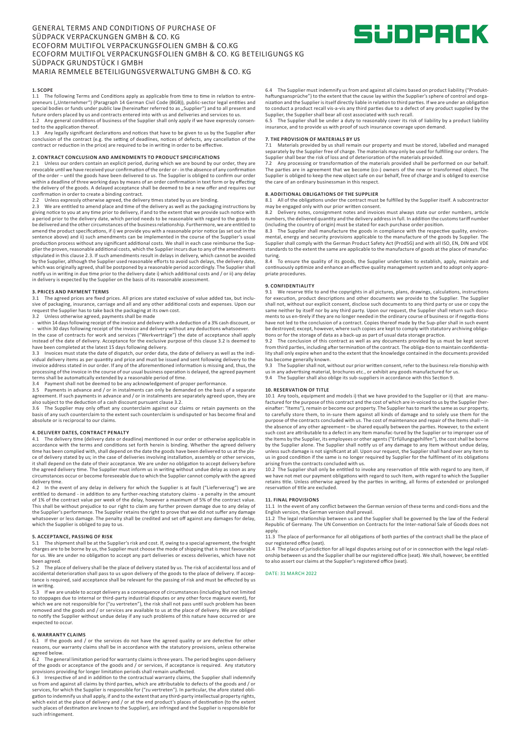# GENERAL TERMS AND CONDITIONS OF PURCHASE OF SÜDPACK VERPACKUNGEN GMBH & CO. KG ECOFORM MULTIFOL VERPACKUNGSFOLIEN GMBH & CO.KG ECOFORM MULTIFOL VERPACKUNGSFOLIEN GMBH & CO. KG BETEILIGUNGS KG SÜDPACK GRUNDSTÜCK I GMBH MARIA REMMELE BETEILIGUNGSVERWALTUNG GMBH & CO. KG

SÜDPACK

## 1. SCOPE

1.1 The following Terms and Conditions apply as applicable from time to time in relation to entrepreneurs („Unternehmer") (Paragraph 14 German Civil Code (BGB)), public-sector legal entities and special bodies or funds under public law (hereinafter referred to as „Supplier") and to all present and future orders placed by us and contracts entered into with us and deliveries and services to us.

1.2 Any general conditions of business of the Supplier shall only apply if we have expressly consented to the application thereof.

1.3 Any legally significant declarations and notices that have to be given to us by the Supplier after conclusion of the contract (e.g. the setting of deadlines, notices of defects, any cancellation of the contract or reduction in the price) are required to be in writing in order to be effective.

## 2. CONTRACT CONCLUSION AND AMENDMENTS TO PRODUCT SPECIFICATIONS

2.1 Unless our orders contain an explicit period, during which we are bound by our order, they are revocable until we have received your confirmation of the order or - in the absence of any confirmation of the order – until the goods have been delivered to us. The Supplier is obliged to confirm our order within a deadline of three working days by means of an order confirmation in text form or by effecting the delivery of the goods. A delayed acceptance shall be deemed to be a new offer and requires our confirmation in order to create a binding contract.

2.2 Unless expressly otherwise agreed, the delivery times stated by us are binding.

2.3 We are entitled to amend place and time of the delivery as well as the packaging instructions by giving notice to you at any time prior to delivery, if and to the extent that we provide such notice with a period prior to the delivery date, which period needs to be reasonable with regard to the goods to be delivered and the other circumstances of the business relationship. Furthermore, we are entitled to amend the product specifications, if i) we provide you with a reasonable prior notice (as set out in the sentence above) and ii) such amendments can be implemented in the course of the Supplier's usual production process without any significant additional costs. We shall in each case reimburse the Supplier the proven, reasonable additional costs, which the Supplier incurs due to any of the amendments stipulated in this clause 2.3. If such amendments result in delays in delivery, which cannot be avoided by the Supplier, although the Supplier used reasonable efforts to avoid such delays, the delivery date, which was originally agreed, shall be postponed by a reasonable period accordingly. The Supplier shall notify us in writing in due time prior to the delivery date i) which additional costs and / or ii) any delay in delivery is expected by the Supplier on the basis of its reasonable assessment.

## 3. PRICES AND PAYMENT TERMS

3.1 The agreed prices are fixed prices. All prices are stated exclusive of value added tax, but inclusive of packaging, insurance, carriage and all and any other additional costs and expenses. Upon our request the Supplier has to take back the packaging at its own cost.

3.2 Unless otherwise agreed, payments shall be made

- within 14 days following receipt of the invoice and delivery with a deduction of a 3% cash discount, or
- within 30 days following receipt of the invoice and delivery without any deductions whatsoever.

In the case of contracts for work and services ("Werkverträge") the date of acceptance shall apply instead of the date of delivery. Acceptance for the exclusive purpose of this clause 3.2 is deemed to have been completed at the latest 15 days following delivery.

3.3 Invoices must state the date of dispatch, our order data, the date of delivery as well as the individual delivery items as per quantity and price and must be issued and sent following delivery to the invoice address stated in our order. If any of the aforementioned information is missing and, thus, the processing of the invoice in the course of our usual business operation is delayed, the agreed payment terms shall be automatically extended by a reasonable period of time.

3.4 Payment shall not be deemed to be any acknowledgement of proper performance.

3.5 Payments in advance and / or in instalments can only be demanded on the basis of a separate agreement. If such payments in advance and / or in instalments are separately agreed upon, they are also subject to the deduction of a cash discount pursuant clause 3.2.

3.6 The Supplier may only offset any counterclaim against our claims or retain payments on the basis of any such counterclaim to the extent such counterclaim is undisputed or has become final and absolute or is reciprocal to our claims.

## 4. DELIVERY DATES, CONTRACT PENALTY

4.1 The delivery time (delivery date or deadline) mentioned in our order or otherwise applicable in accordance with the terms and conditions set forth herein is binding. Whether the agreed delivery time has been complied with, shall depend on the date the goods have been delivered to us at the place of delivery stated by us; in the case of deliveries involving installation, assembly or other services, it shall depend on the date of their acceptance. We are under no obligation to accept delivery before the agreed delivery time. The Supplier must inform us in writing without undue delay as soon as any circumstances occur or become foreseeable due to which the Supplier cannot comply with the agreed delivery time.

4.2 In the event of any delay in delivery for which the Supplier is at fault ("Lieferverzug") we are entitled to demand - in addition to any further-reaching statutory claims - a penalty in the amount of 1% of the contract value per week of the delay, however a maximum of 5% of the contract value. This shall be without prejudice to our right to claim any further proven damage due to any delay of the Supplier's performance. The Supplier retains the right to prove that we did not suffer any damage whatsoever or less damage. The penalty shall be credited and set off against any damages for delay, which the Supplier is obliged to pay to us.

## 5. ACCEPTANCE, PASSING OF RISK

5.1 The shipment shall be at the Supplier's risk and cost. If, owing to a special agreement, the freight charges are to be borne by us, the Supplier must choose the mode of shipping that is most favourable for us. We are under no obligation to accept any part deliveries or excess deliveries, which have not been agreed.

5.2 The place of delivery shall be the place of delivery stated by us. The risk of accidental loss and of accidental deterioration shall pass to us upon delivery of the goods to the place of delivery. If acceptance is required, said acceptance shall be relevant for the passing of risk and must be effected by us in writing.

5.3 If we are unable to accept delivery as a consequence of circumstances (including but not limited to stoppages due to internal or third-party industrial disputes or any other force majeure event), for which we are not responsible for ("zu vertreten"), the risk shall not pass until such problem has been removed and the goods and / or services are available to us at the place of delivery. We are obliged to notify the Supplier without undue delay if any such problems of this nature have occurred or are expected to occur.

## 6. WARRANTY CLAIMS

6.1 If the goods and / or the services do not have the agreed quality or are defective for other reasons, our warranty claims shall be in accordance with the statutory provisions, unless otherwise agreed below.

6.2 The general limitation period for warranty claims is three years. The period begins upon delivery of the goods or acceptance of the goods and / or services, if acceptance is required. Any statutory provisions providing for longer limitation periods shall remain unaffected.

6.3 Irrespective of and in addition to the contractual warranty claims, the Supplier shall indemnify us from and against all claims by third parties, which are attributable to defects of the goods and / or services, for which the Supplier is responsible for ("zu vertreten"). In particular, the afore stated obligation to indemnify us shall apply, if and to the extent that any third-party intellectual property rights, which exist at the place of delivery and / or at the end product's places of destination (to the extent such places of destination are known to the Supplier), are infringed and the Supplier is responsible for such infringement.

6.4 The Supplier must indemnify us from and against all claims based on product liability ("Produkthaftungsansprüche") to the extent that the cause lay within the Supplier's sphere of control and organization and the Supplier is itself directly liable in relation to third parties. If we are under an obligation to conduct a product recall vis-a-vis any third parties due to a defect of any product supplied by the Supplier, the Supplier shall bear all cost associated with such recall.

6.5 The Supplier shall be under a duty to reasonably cover its risk of liability by a product liability insurance, and to provide us with proof of such insurance coverage upon demand.

## 7. THE PROVISION OF MATERIALS BY US

7.1 Materials provided by us shall remain our property and must be stored, labelled and managed separately by the Supplier free of charge. The materials may only be used for fulfilling our orders. The Supplier shall bear the risk of loss and of deterioration of the materials provided.

7.2 Any processing or transformation of the materials provided shall be performed on our behalf. The parties are in agreement that we become (co-) owners of the new or transformed object. The Supplier is obliged to keep the new object safe on our behalf, free of charge and is obliged to exercise the care of an ordinary businessman in this respect.

## 8. ADDITIONAL OBLIGATIONS OF THE SUPPLIER

8.1 All of the obligations under the contract must be fulfilled by the Supplier itself. A subcontractor may be engaged only with our prior written consent.

8.2 Delivery notes, consignment notes and invoices must always state our order numbers, article numbers, the delivered quantity and the delivery address in full. In addition the customs tariff number (including the country of origin) must be stated for each purchase order position.

8.3 The Supplier shall manufacture the goods in compliance with the respective quality, environmental, energy and security provisions applicable to the manufacture of the goods by Supplier. The Supplier shall comply with the German Product Safety Act (ProdSG) and with all ISO, EN, DIN and VDE standards to the extent the same are applicable to the manufacture of goods at the place of manufacturing.

8.4 To ensure the quality of its goods, the Supplier undertakes to establish, apply, maintain and continuously optimize and enhance an effective quality management system and to adopt only appropriate procedures.

## 9. CONFIDENTIALITY

9.1 We reserve title to and the copyrights in all pictures, plans, drawings, calculations, instructions for execution, product descriptions and other documents we provide to the Supplier. The Supplier shall not, without our explicit consent, disclose such documents to any third party or use or copy the same neither by itself nor by any third party. Upon our request, the Supplier shall return such documents to us en-tirely if they are no longer needed in the ordinary course of business or if negotia-tions have not led to the conclusion of a contract. Copies thereof made by the Sup-plier shall in such event be destroyed; except, however, where such copies are kept to comply with statutory archiving obligations or for the storage of data as a back-up as part of usual data storage practice.

9.2 The conclusion of this contract as well as any documents provided by us must be kept secret from third parties, including after termination of the contract. The obliga-tion to maintain confidentiality shall only expire when and to the extent that the knowledge contained in the documents provided has become generally known.

9.3 The Supplier shall not, without our prior written consent, refer to the business rela-tionship with us in any advertising material, brochures etc., or exhibit any goods manufactured for us.

9.4 The Supplier shall also oblige its sub-suppliers in accordance with this Section 9.

## 10. RESERVATION OF TITLE

10.1 Any tools, equipment and models i) that we have provided to the Supplier or ii) that are manufactured for the purpose of this contract and the cost of which are in-voiced to us by the Supplier (hereinafter: "Items"), remain or become our property. The Supplier has to mark the same as our property, to carefully store them, to in-sure them against all kinds of damage and to solely use them for the purpose of the contracts concluded with us. The cost of maintenance and repair of the Items shall – in the absence of any other agreement – be shared equally between the parties. However, to the extent such cost are attributable to a defect in any Item manufac-tured by the Supplier or to improper use of the Items by the Supplier, its employees or other agents ("Erfüllungsgehilfen"), the cost shall be borne by the Supplier alone. The Supplier shall notify us of any damage to any Item without undue delay, unless such damage is not significant at all. Upon our request, the Supplier shall hand over any Item to us in good condition if the same is no longer required by Supplier for the fulfilment of its obligations arising from the contracts concluded with us.

10.2 The Supplier shall only be entitled to invoke any reservation of title with regard to any Item, if we have not met our payment obligations with regard to such Item, with regard to which the Supplier retains title. Unless otherwise agreed by the parties in writing, all forms of extended or prolonged reservation of title are excluded.

## 11. FINAL PROVISIONS

11.1 In the event of any conflict between the German version of these terms and condi-tions and the English version, the German version shall prevail.

11.2 The legal relationship between us and the Supplier shall be governed by the law of the Federal Republic of Germany. The UN Convention on Contracts for the Inter-national Sale of Goods does not apply.

11.3 The place of performance for all obligations of both parties of the contract shall be the place of our registered office (seat).

11.4 The place of jurisdiction for all legal disputes arising out of or in connection with the legal relationship between us and the Supplier shall be our registered office (seat). We shall, however, be entitled to also assert our claims at the Supplier's registered office (seat).

DATE: 31 MARCH 2022